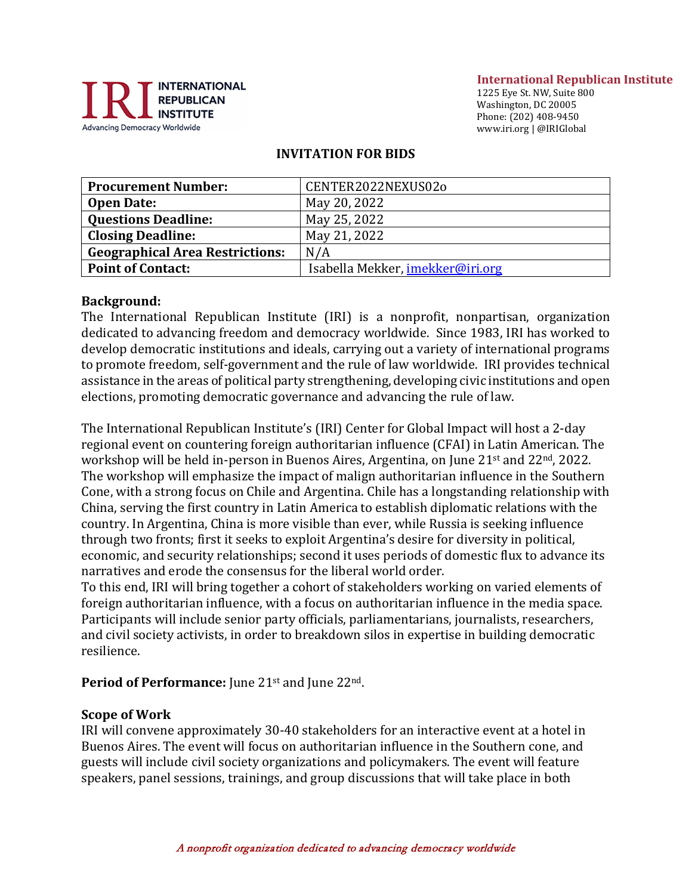**International Republican Institute**
1225 Eye St. NW, Suite 800
Washington, DC 20005
Phone: (202) 408-9450
www.iri.org | @IRIGlobal

## INVITATION FOR BIDS

| **Procurement Number:** | CENTER2022NEXUS02o |
|---|---|
| **Open Date:** | May 20, 2022 |
| **Questions Deadline:** | May 25, 2022 |
| **Closing Deadline:** | May 21, 2022 |
| **Geographical Area Restrictions:** | N/A |
| **Point of Contact:** | Isabella Mekker, imekker@iri.org |

**Background:**
The International Republican Institute (IRI) is a nonprofit, nonpartisan, organization dedicated to advancing freedom and democracy worldwide. Since 1983, IRI has worked to develop democratic institutions and ideals, carrying out a variety of international programs to promote freedom, self-government and the rule of law worldwide. IRI provides technical assistance in the areas of political party strengthening, developing civic institutions and open elections, promoting democratic governance and advancing the rule of law.

The International Republican Institute's (IRI) Center for Global Impact will host a 2-day regional event on countering foreign authoritarian influence (CFAI) in Latin American. The workshop will be held in-person in Buenos Aires, Argentina, on June 21st and 22nd, 2022. The workshop will emphasize the impact of malign authoritarian influence in the Southern Cone, with a strong focus on Chile and Argentina. Chile has a longstanding relationship with China, serving the first country in Latin America to establish diplomatic relations with the country. In Argentina, China is more visible than ever, while Russia is seeking influence through two fronts; first it seeks to exploit Argentina's desire for diversity in political, economic, and security relationships; second it uses periods of domestic flux to advance its narratives and erode the consensus for the liberal world order.
To this end, IRI will bring together a cohort of stakeholders working on varied elements of foreign authoritarian influence, with a focus on authoritarian influence in the media space. Participants will include senior party officials, parliamentarians, journalists, researchers, and civil society activists, in order to breakdown silos in expertise in building democratic resilience.

**Period of Performance:** June 21st and June 22nd.

**Scope of Work**
IRI will convene approximately 30-40 stakeholders for an interactive event at a hotel in Buenos Aires. The event will focus on authoritarian influence in the Southern cone, and guests will include civil society organizations and policymakers. The event will feature speakers, panel sessions, trainings, and group discussions that will take place in both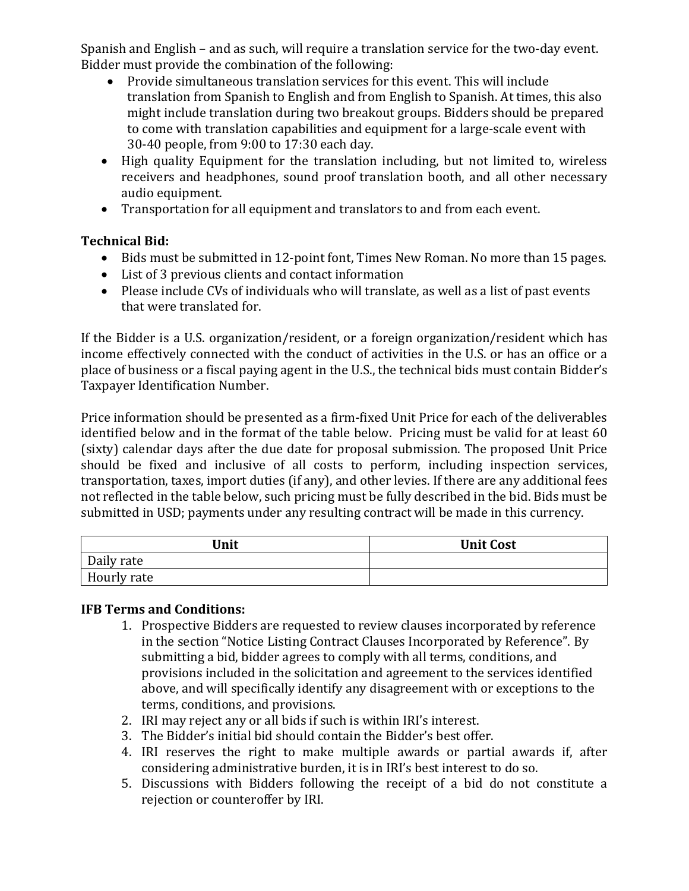Spanish and English – and as such, will require a translation service for the two-day event. Bidder must provide the combination of the following:

- Provide simultaneous translation services for this event. This will include translation from Spanish to English and from English to Spanish. At times, this also might include translation during two breakout groups. Bidders should be prepared to come with translation capabilities and equipment for a large-scale event with 30-40 people, from 9:00 to 17:30 each day.
- High quality Equipment for the translation including, but not limited to, wireless receivers and headphones, sound proof translation booth, and all other necessary audio equipment.
- Transportation for all equipment and translators to and from each event.

**Technical Bid:**

- Bids must be submitted in 12-point font, Times New Roman. No more than 15 pages.
- List of 3 previous clients and contact information
- Please include CVs of individuals who will translate, as well as a list of past events that were translated for.

If the Bidder is a U.S. organization/resident, or a foreign organization/resident which has income effectively connected with the conduct of activities in the U.S. or has an office or a place of business or a fiscal paying agent in the U.S., the technical bids must contain Bidder's Taxpayer Identification Number.

Price information should be presented as a firm-fixed Unit Price for each of the deliverables identified below and in the format of the table below. Pricing must be valid for at least 60 (sixty) calendar days after the due date for proposal submission. The proposed Unit Price should be fixed and inclusive of all costs to perform, including inspection services, transportation, taxes, import duties (if any), and other levies. If there are any additional fees not reflected in the table below, such pricing must be fully described in the bid. Bids must be submitted in USD; payments under any resulting contract will be made in this currency.

| Unit | Unit Cost |
|---|---|
| Daily rate | |
| Hourly rate | |

**IFB Terms and Conditions:**

1. Prospective Bidders are requested to review clauses incorporated by reference in the section "Notice Listing Contract Clauses Incorporated by Reference". By submitting a bid, bidder agrees to comply with all terms, conditions, and provisions included in the solicitation and agreement to the services identified above, and will specifically identify any disagreement with or exceptions to the terms, conditions, and provisions.
2. IRI may reject any or all bids if such is within IRI's interest.
3. The Bidder's initial bid should contain the Bidder's best offer.
4. IRI reserves the right to make multiple awards or partial awards if, after considering administrative burden, it is in IRI's best interest to do so.
5. Discussions with Bidders following the receipt of a bid do not constitute a rejection or counteroffer by IRI.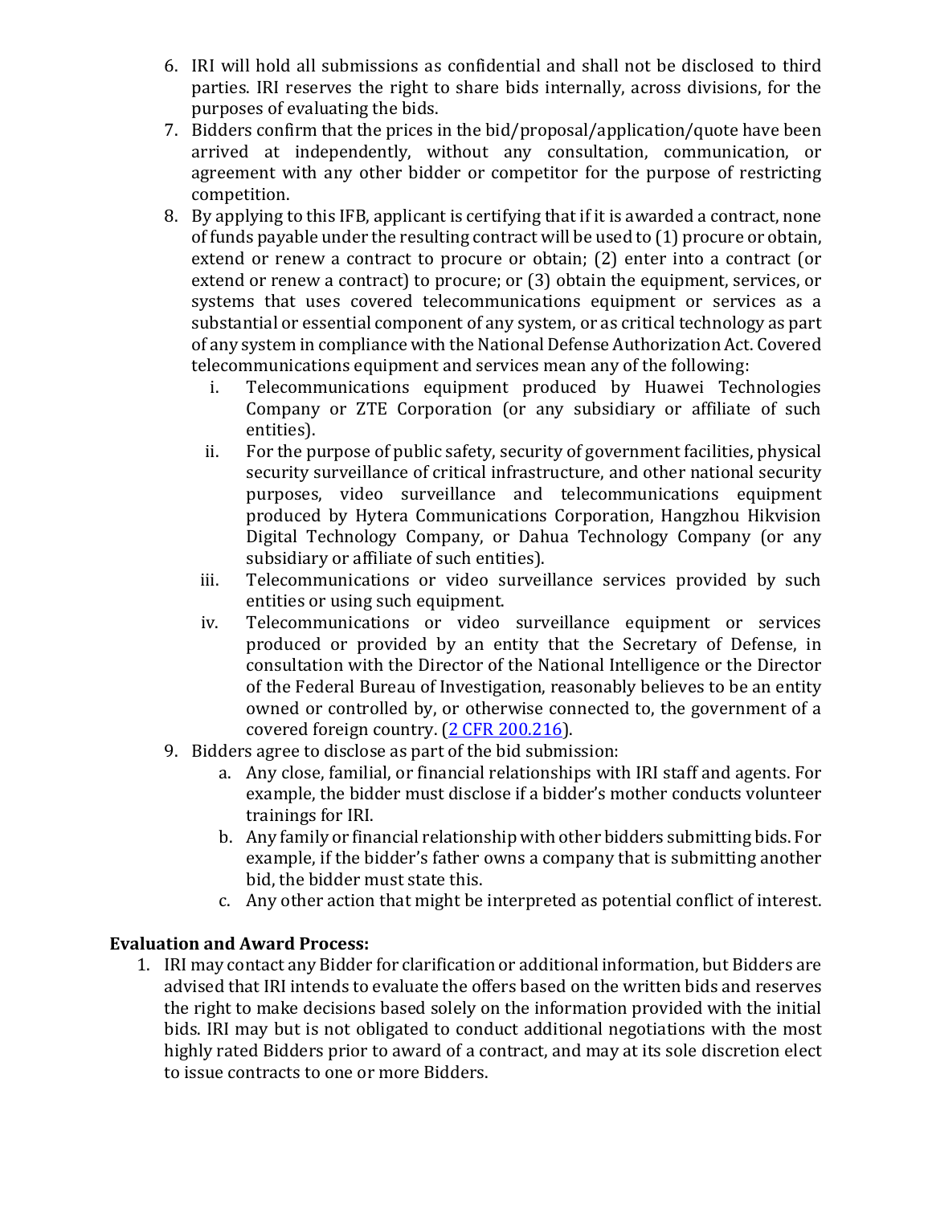6. IRI will hold all submissions as confidential and shall not be disclosed to third parties. IRI reserves the right to share bids internally, across divisions, for the purposes of evaluating the bids.
7. Bidders confirm that the prices in the bid/proposal/application/quote have been arrived at independently, without any consultation, communication, or agreement with any other bidder or competitor for the purpose of restricting competition.
8. By applying to this IFB, applicant is certifying that if it is awarded a contract, none of funds payable under the resulting contract will be used to (1) procure or obtain, extend or renew a contract to procure or obtain; (2) enter into a contract (or extend or renew a contract) to procure; or (3) obtain the equipment, services, or systems that uses covered telecommunications equipment or services as a substantial or essential component of any system, or as critical technology as part of any system in compliance with the National Defense Authorization Act. Covered telecommunications equipment and services mean any of the following:
    i. Telecommunications equipment produced by Huawei Technologies Company or ZTE Corporation (or any subsidiary or affiliate of such entities).
    ii. For the purpose of public safety, security of government facilities, physical security surveillance of critical infrastructure, and other national security purposes, video surveillance and telecommunications equipment produced by Hytera Communications Corporation, Hangzhou Hikvision Digital Technology Company, or Dahua Technology Company (or any subsidiary or affiliate of such entities).
    iii. Telecommunications or video surveillance services provided by such entities or using such equipment.
    iv. Telecommunications or video surveillance equipment or services produced or provided by an entity that the Secretary of Defense, in consultation with the Director of the National Intelligence or the Director of the Federal Bureau of Investigation, reasonably believes to be an entity owned or controlled by, or otherwise connected to, the government of a covered foreign country. (2 CFR 200.216).
9. Bidders agree to disclose as part of the bid submission:
    a. Any close, familial, or financial relationships with IRI staff and agents. For example, the bidder must disclose if a bidder's mother conducts volunteer trainings for IRI.
    b. Any family or financial relationship with other bidders submitting bids. For example, if the bidder's father owns a company that is submitting another bid, the bidder must state this.
    c. Any other action that might be interpreted as potential conflict of interest.

**Evaluation and Award Process:**

1. IRI may contact any Bidder for clarification or additional information, but Bidders are advised that IRI intends to evaluate the offers based on the written bids and reserves the right to make decisions based solely on the information provided with the initial bids. IRI may but is not obligated to conduct additional negotiations with the most highly rated Bidders prior to award of a contract, and may at its sole discretion elect to issue contracts to one or more Bidders.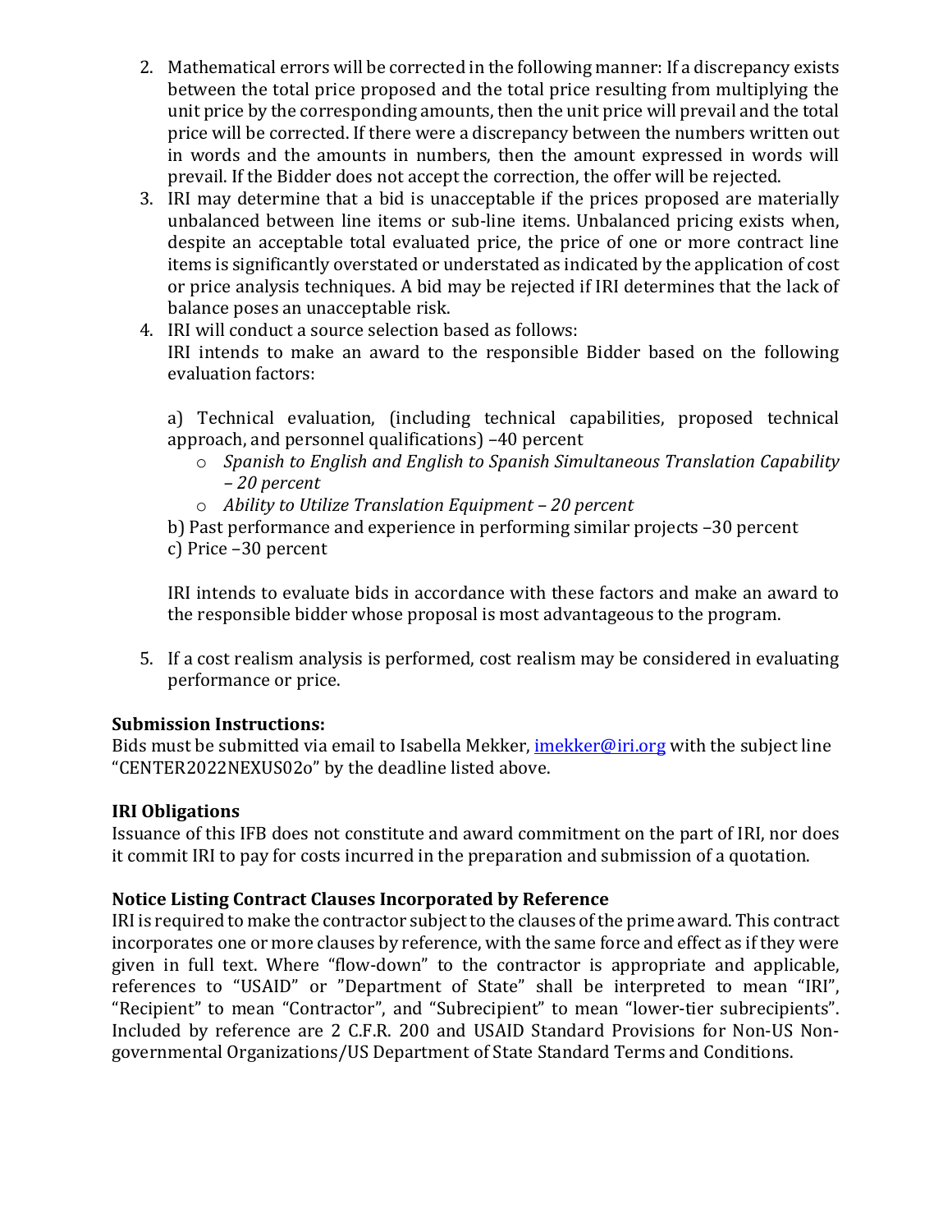2. Mathematical errors will be corrected in the following manner: If a discrepancy exists between the total price proposed and the total price resulting from multiplying the unit price by the corresponding amounts, then the unit price will prevail and the total price will be corrected. If there were a discrepancy between the numbers written out in words and the amounts in numbers, then the amount expressed in words will prevail. If the Bidder does not accept the correction, the offer will be rejected.
3. IRI may determine that a bid is unacceptable if the prices proposed are materially unbalanced between line items or sub-line items. Unbalanced pricing exists when, despite an acceptable total evaluated price, the price of one or more contract line items is significantly overstated or understated as indicated by the application of cost or price analysis techniques. A bid may be rejected if IRI determines that the lack of balance poses an unacceptable risk.
4. IRI will conduct a source selection based as follows:
   IRI intends to make an award to the responsible Bidder based on the following evaluation factors:

   a) Technical evaluation, (including technical capabilities, proposed technical approach, and personnel qualifications) –40 percent
   - *Spanish to English and English to Spanish Simultaneous Translation Capability – 20 percent*
   - *Ability to Utilize Translation Equipment – 20 percent*

   b) Past performance and experience in performing similar projects –30 percent
   c) Price –30 percent

   IRI intends to evaluate bids in accordance with these factors and make an award to the responsible bidder whose proposal is most advantageous to the program.

5. If a cost realism analysis is performed, cost realism may be considered in evaluating performance or price.

**Submission Instructions:**
Bids must be submitted via email to Isabella Mekker, imekker@iri.org with the subject line "CENTER2022NEXUS02o" by the deadline listed above.

**IRI Obligations**
Issuance of this IFB does not constitute and award commitment on the part of IRI, nor does it commit IRI to pay for costs incurred in the preparation and submission of a quotation.

**Notice Listing Contract Clauses Incorporated by Reference**
IRI is required to make the contractor subject to the clauses of the prime award. This contract incorporates one or more clauses by reference, with the same force and effect as if they were given in full text. Where "flow-down" to the contractor is appropriate and applicable, references to "USAID" or "Department of State" shall be interpreted to mean "IRI", "Recipient" to mean "Contractor", and "Subrecipient" to mean "lower-tier subrecipients". Included by reference are 2 C.F.R. 200 and USAID Standard Provisions for Non-US Non-governmental Organizations/US Department of State Standard Terms and Conditions.